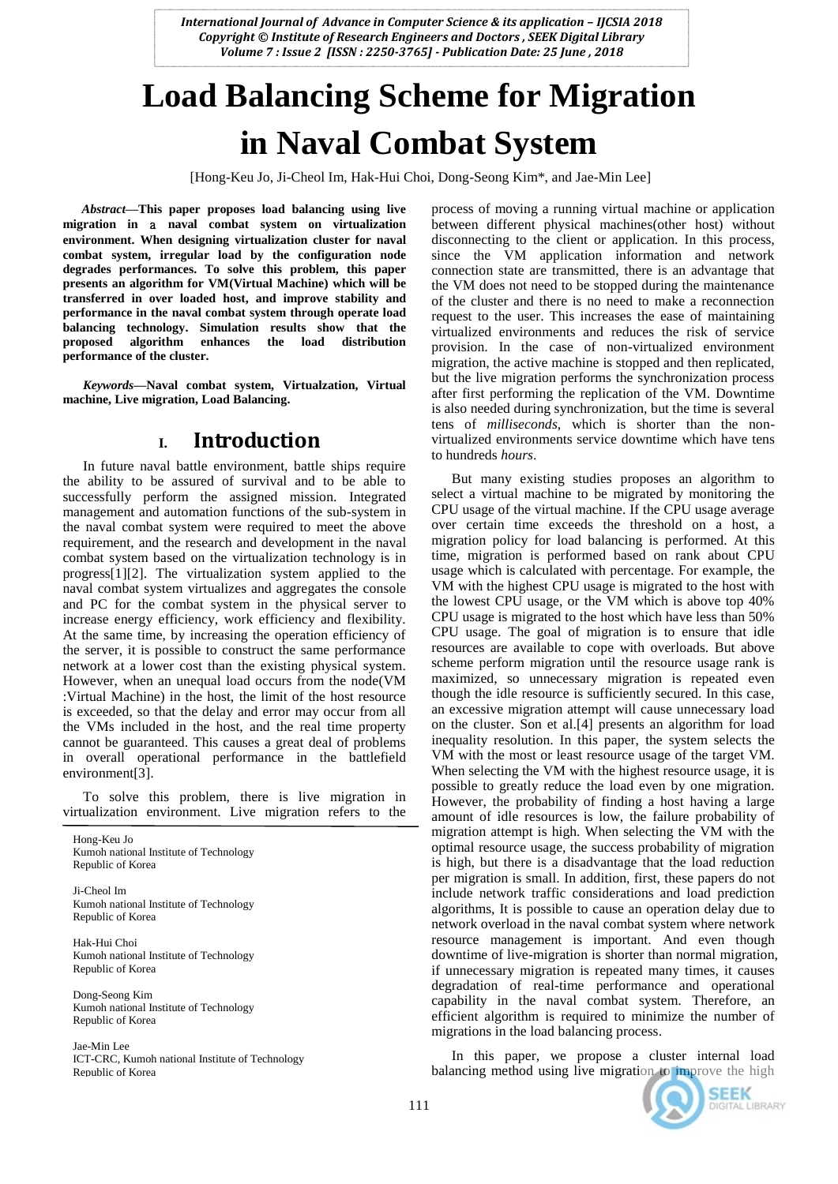# Load Balancing Scheme for Migration in Naval Combat System

[Hong-Keu Jo, Ji-Cheol Im, Hak-Hui Choi, Dong-Seong Kim*, and Jae-Min Lee]

***Abstract*—This paper proposes load balancing using live migration in a naval combat system on virtualization environment. When designing virtualization cluster for naval combat system, irregular load by the configuration node degrades performances. To solve this problem, this paper presents an algorithm for VM(Virtual Machine) which will be transferred in over loaded host, and improve stability and performance in the naval combat system through operate load balancing technology. Simulation results show that the proposed algorithm enhances the load distribution performance of the cluster.**

***Keywords*—Naval combat system, Virtualzation, Virtual machine, Live migration, Load Balancing.**

## I. Introduction

In future naval battle environment, battle ships require the ability to be assured of survival and to be able to successfully perform the assigned mission. Integrated management and automation functions of the sub-system in the naval combat system were required to meet the above requirement, and the research and development in the naval combat system based on the virtualization technology is in progress[1][2]. The virtualization system applied to the naval combat system virtualizes and aggregates the console and PC for the combat system in the physical server to increase energy efficiency, work efficiency and flexibility. At the same time, by increasing the operation efficiency of the server, it is possible to construct the same performance network at a lower cost than the existing physical system. However, when an unequal load occurs from the node(VM :Virtual Machine) in the host, the limit of the host resource is exceeded, so that the delay and error may occur from all the VMs included in the host, and the real time property cannot be guaranteed. This causes a great deal of problems in overall operational performance in the battlefield environment[3].

To solve this problem, there is live migration in virtualization environment. Live migration refers to the process of moving a running virtual machine or application between different physical machines(other host) without disconnecting to the client or application. In this process, since the VM application information and network connection state are transmitted, there is an advantage that the VM does not need to be stopped during the maintenance of the cluster and there is no need to make a reconnection request to the user. This increases the ease of maintaining virtualized environments and reduces the risk of service provision. In the case of non-virtualized environment migration, the active machine is stopped and then replicated, but the live migration performs the synchronization process after first performing the replication of the VM. Downtime is also needed during synchronization, but the time is several tens of *milliseconds*, which is shorter than the non-virtualized environments service downtime which have tens to hundreds *hours*.

But many existing studies proposes an algorithm to select a virtual machine to be migrated by monitoring the CPU usage of the virtual machine. If the CPU usage average over certain time exceeds the threshold on a host, a migration policy for load balancing is performed. At this time, migration is performed based on rank about CPU usage which is calculated with percentage. For example, the VM with the highest CPU usage is migrated to the host with the lowest CPU usage, or the VM which is above top 40% CPU usage is migrated to the host which have less than 50% CPU usage. The goal of migration is to ensure that idle resources are available to cope with overloads. But above scheme perform migration until the resource usage rank is maximized, so unnecessary migration is repeated even though the idle resource is sufficiently secured. In this case, an excessive migration attempt will cause unnecessary load on the cluster. Son et al.[4] presents an algorithm for load inequality resolution. In this paper, the system selects the VM with the most or least resource usage of the target VM. When selecting the VM with the highest resource usage, it is possible to greatly reduce the load even by one migration. However, the probability of finding a host having a large amount of idle resources is low, the failure probability of migration attempt is high. When selecting the VM with the optimal resource usage, the success probability of migration is high, but there is a disadvantage that the load reduction per migration is small. In addition, first, these papers do not include network traffic considerations and load prediction algorithms, It is possible to cause an operation delay due to network overload in the naval combat system where network resource management is important. And even though downtime of live-migration is shorter than normal migration, if unnecessary migration is repeated many times, it causes degradation of real-time performance and operational capability in the naval combat system. Therefore, an efficient algorithm is required to minimize the number of migrations in the load balancing process.

In this paper, we propose a cluster internal load balancing method using live migration to improve the high

---

Hong-Keu Jo
Kumoh national Institute of Technology
Republic of Korea

Ji-Cheol Im
Kumoh national Institute of Technology
Republic of Korea

Hak-Hui Choi
Kumoh national Institute of Technology
Republic of Korea

Dong-Seong Kim
Kumoh national Institute of Technology
Republic of Korea

Jae-Min Lee
ICT-CRC, Kumoh national Institute of Technology
Republic of Korea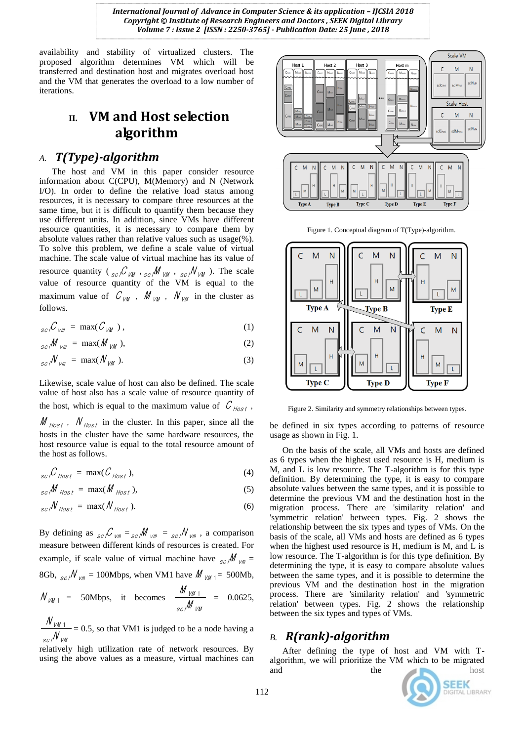availability and stability of virtualized clusters. The proposed algorithm determines VM which will be transferred and destination host and migrates overload host and the VM that generates the overload to a low number of iterations.

## II. VM and Host selection algorithm

### A. T(Type)-algorithm

The host and VM in this paper consider resource information about C(CPU), M(Memory) and N (Network I/O). In order to define the relative load status among resources, it is necessary to compare three resources at the same time, but it is difficult to quantify them because they use different units. In addition, since VMs have different resource quantities, it is necessary to compare them by absolute values rather than relative values such as usage(%). To solve this problem, we define a scale value of virtual machine. The scale value of virtual machine has its value of resource quantity ( $_{scl}C_{VM}$ , $_{scl}M_{VM}$ , $_{scl}N_{VM}$ ). The scale value of resource quantity of the VM is equal to the maximum value of $C_{VM}$ , $M_{VM}$ , $N_{VM}$ in the cluster as follows.

$$_{scl}C_{vm} = \max(C_{VM}), \tag{1}$$

$$_{scl}M_{vm} = \max(M_{VM}), \tag{2}$$

$$_{scl}N_{vm} = \max(N_{VM}). \tag{3}$$

Likewise, scale value of host can also be defined. The scale value of host also has a scale value of resource quantity of the host, which is equal to the maximum value of $C_{Host}$ , $M_{Host}$ , $N_{Host}$ in the cluster. In this paper, since all the hosts in the cluster have the same hardware resources, the host resource value is equal to the total resource amount of the host as follows.

$$_{scl}C_{Host} = \max(C_{Host}), \tag{4}$$

$$_{scl}M_{Host} = \max(M_{Host}), \tag{5}$$

$$_{scl}N_{Host} = \max(N_{Host}). \tag{6}$$

By defining as $_{scl}C_{vm} = {}_{scl}M_{vm} = {}_{scl}N_{vm}$ , a comparison measure between different kinds of resources is created. For example, if scale value of virtual machine have $_{scl}M_{vm}$ = 8Gb, $_{scl}N_{vm}$ = 100Mbps, when VM1 have $M_{VM1}$ = 500Mb, $N_{VM1}$ = 50Mbps, it becomes $\frac{M_{VM1}}{_{scl}M_{VM}}$ = 0.0625, $\frac{N_{VM1}}{_{scl}N_{VM}}$ = 0.5, so that VM1 is judged to be a node having a relatively high utilization rate of network resources. By using the above values as a measure, virtual machines can be defined in six types according to patterns of resource usage as shown in Fig. 1.

Figure 1. Conceptual diagram of T(Type)-algorithm.

Figure 2. Similarity and symmetry relationships between types.

On the basis of the scale, all VMs and hosts are defined as 6 types when the highest used resource is H, medium is M, and L is low resource. The T-algorithm is for this type definition. By determining the type, it is easy to compare absolute values between the same types, and it is possible to determine the previous VM and the destination host in the migration process. There are 'similarity relation' and 'symmetric relation' between types. Fig. 2 shows the relationship between the six types and types of VMs. On the basis of the scale, all VMs and hosts are defined as 6 types when the highest used resource is H, medium is M, and L is low resource. The T-algorithm is for this type definition. By determining the type, it is easy to compare absolute values between the same types, and it is possible to determine the previous VM and the destination host in the migration process. There are 'similarity relation' and 'symmetric relation' between types. Fig. 2 shows the relationship between the six types and types of VMs.

### B. R(rank)-algorithm

After defining the type of host and VM with T-algorithm, we will prioritize the VM which to be migrated and the host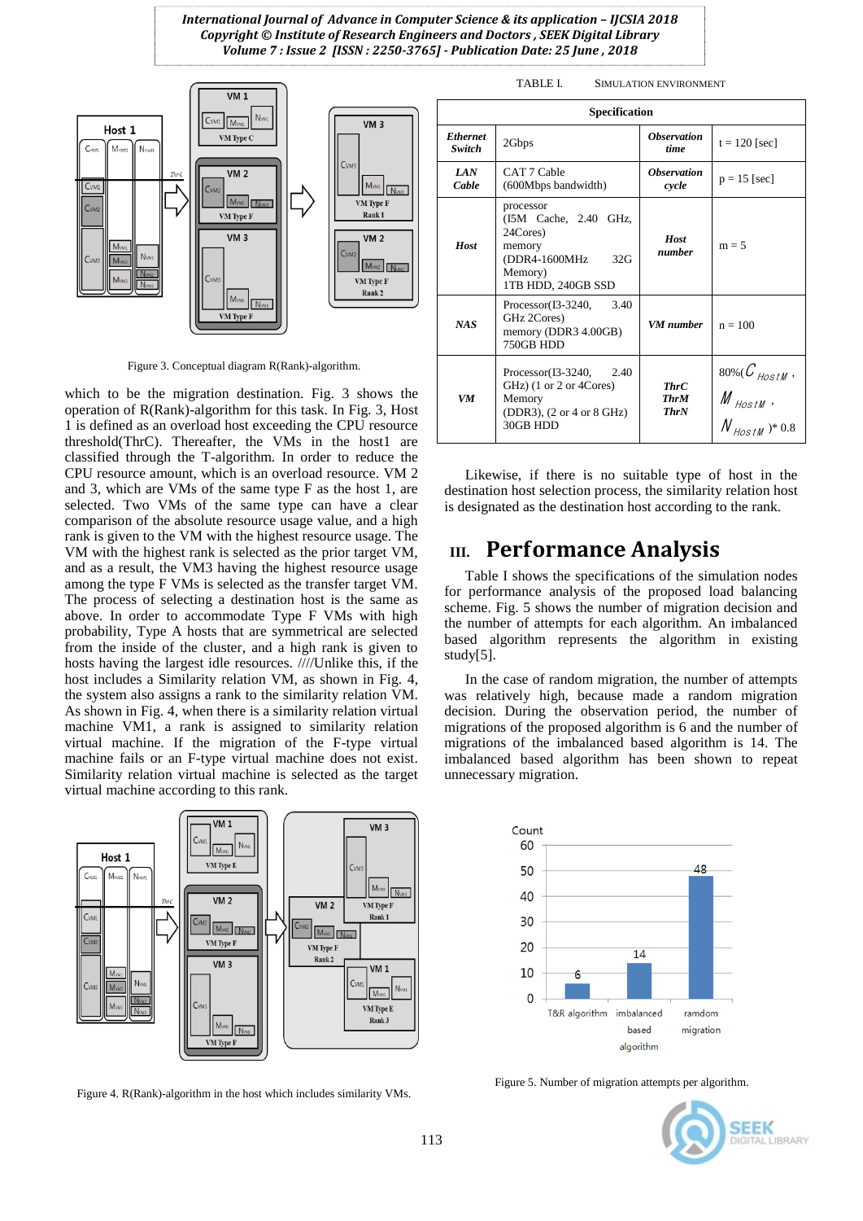Figure 3. Conceptual diagram R(Rank)-algorithm.

which to be the migration destination. Fig. 3 shows the operation of R(Rank)-algorithm for this task. In Fig. 3, Host 1 is defined as an overload host exceeding the CPU resource threshold(ThrC). Thereafter, the VMs in the host1 are classified through the T-algorithm. In order to reduce the CPU resource amount, which is an overload resource. VM 2 and 3, which are VMs of the same type F as the host 1, are selected. Two VMs of the same type can have a clear comparison of the absolute resource usage value, and a high rank is given to the VM with the highest resource usage. The VM with the highest rank is selected as the prior target VM, and as a result, the VM3 having the highest resource usage among the type F VMs is selected as the transfer target VM. The process of selecting a destination host is the same as above. In order to accommodate Type F VMs with high probability, Type A hosts that are symmetrical are selected from the inside of the cluster, and a high rank is given to hosts having the largest idle resources. ////Unlike this, if the host includes a Similarity relation VM, as shown in Fig. 4, the system also assigns a rank to the similarity relation VM. As shown in Fig. 4, when there is a similarity relation virtual machine VM1, a rank is assigned to similarity relation virtual machine. If the migration of the F-type virtual machine fails or an F-type virtual machine does not exist. Similarity relation virtual machine is selected as the target virtual machine according to this rank.

Figure 4. R(Rank)-algorithm in the host which includes similarity VMs.

TABLE I. SIMULATION ENVIRONMENT

| Specification | | | |
|---|---|---|---|
| ***Ethernet Switch*** | 2Gbps | ***Observation time*** | t = 120 [sec] |
| ***LAN Cable*** | CAT 7 Cable (600Mbps bandwidth) | ***Observation cycle*** | p = 15 [sec] |
| ***Host*** | processor (I5M Cache, 2.40 GHz, 24Cores) memory (DDR4-1600MHz 32G Memory) 1TB HDD, 240GB SSD | ***Host number*** | m = 5 |
| ***NAS*** | Processor(I3-3240, 3.40 GHz 2Cores) memory (DDR3 4.00GB) 750GB HDD | ***VM number*** | n = 100 |
| ***VM*** | Processor(I3-3240, 2.40 GHz) (1 or 2 or 4Cores) Memory (DDR3), (2 or 4 or 8 GHz) 30GB HDD | ***ThrC ThrM ThrN*** | 80%($C_{HostM}$, $M_{HostM}$, $N_{HostM}$)* 0.8 |

Likewise, if there is no suitable type of host in the destination host selection process, the similarity relation host is designated as the destination host according to the rank.

## III. Performance Analysis

Table I shows the specifications of the simulation nodes for performance analysis of the proposed load balancing scheme. Fig. 5 shows the number of migration decision and the number of attempts for each algorithm. An imbalanced based algorithm represents the algorithm in existing study[5].

In the case of random migration, the number of attempts was relatively high, because made a random migration decision. During the observation period, the number of migrations of the proposed algorithm is 6 and the number of migrations of the imbalanced based algorithm is 14. The imbalanced based algorithm has been shown to repeat unnecessary migration.

Figure 5. Number of migration attempts per algorithm.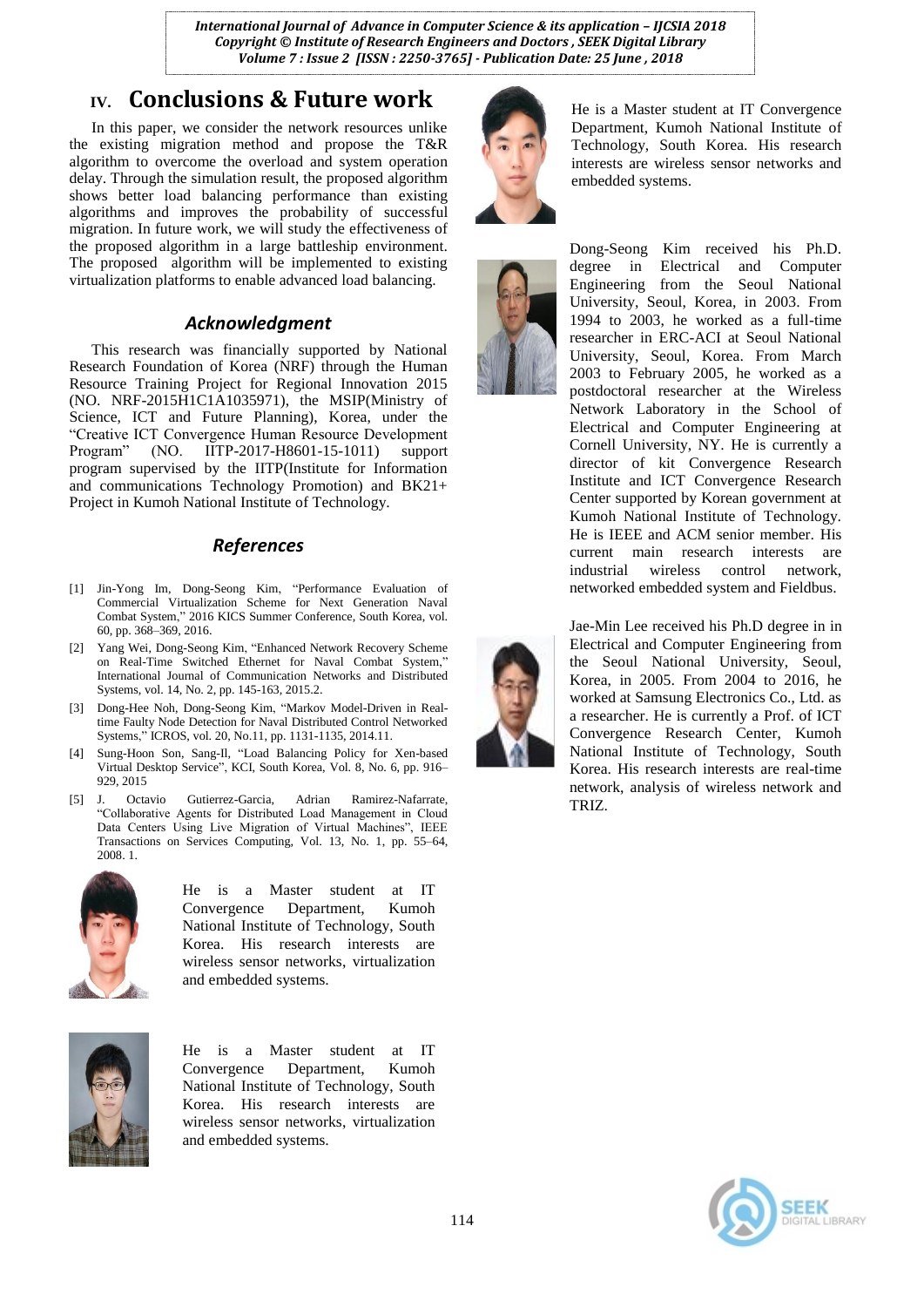## IV. Conclusions & Future work

In this paper, we consider the network resources unlike the existing migration method and propose the T&R algorithm to overcome the overload and system operation delay. Through the simulation result, the proposed algorithm shows better load balancing performance than existing algorithms and improves the probability of successful migration. In future work, we will study the effectiveness of the proposed algorithm in a large battleship environment. The proposed algorithm will be implemented to existing virtualization platforms to enable advanced load balancing.

### *Acknowledgment*

This research was financially supported by National Research Foundation of Korea (NRF) through the Human Resource Training Project for Regional Innovation 2015 (NO. NRF-2015H1C1A1035971), the MSIP(Ministry of Science, ICT and Future Planning), Korea, under the "Creative ICT Convergence Human Resource Development Program" (NO. IITP-2017-H8601-15-1011) support program supervised by the IITP(Institute for Information and communications Technology Promotion) and BK21+ Project in Kumoh National Institute of Technology.

### *References*

- [1] Jin-Yong Im, Dong-Seong Kim, "Performance Evaluation of Commercial Virtualization Scheme for Next Generation Naval Combat System," 2016 KICS Summer Conference, South Korea, vol. 60, pp. 368–369, 2016.
- [2] Yang Wei, Dong-Seong Kim, "Enhanced Network Recovery Scheme on Real-Time Switched Ethernet for Naval Combat System," International Journal of Communication Networks and Distributed Systems, vol. 14, No. 2, pp. 145-163, 2015.2.
- [3] Dong-Hee Noh, Dong-Seong Kim, "Markov Model-Driven in Real-time Faulty Node Detection for Naval Distributed Control Networked Systems," ICROS, vol. 20, No.11, pp. 1131-1135, 2014.11.
- [4] Sung-Hoon Son, Sang-Il, "Load Balancing Policy for Xen-based Virtual Desktop Service", KCI, South Korea, Vol. 8, No. 6, pp. 916–929, 2015
- [5] J. Octavio Gutierrez-Garcia, Adrian Ramirez-Nafarrate, "Collaborative Agents for Distributed Load Management in Cloud Data Centers Using Live Migration of Virtual Machines", IEEE Transactions on Services Computing, Vol. 13, No. 1, pp. 55–64, 2008. 1.

He is a Master student at IT Convergence Department, Kumoh National Institute of Technology, South Korea. His research interests are wireless sensor networks, virtualization and embedded systems.

He is a Master student at IT Convergence Department, Kumoh National Institute of Technology, South Korea. His research interests are wireless sensor networks, virtualization and embedded systems.

He is a Master student at IT Convergence Department, Kumoh National Institute of Technology, South Korea. His research interests are wireless sensor networks and embedded systems.

Dong-Seong Kim received his Ph.D. degree in Electrical and Computer Engineering from the Seoul National University, Seoul, Korea, in 2003. From 1994 to 2003, he worked as a full-time researcher in ERC-ACI at Seoul National University, Seoul, Korea. From March 2003 to February 2005, he worked as a postdoctoral researcher at the Wireless Network Laboratory in the School of Electrical and Computer Engineering at Cornell University, NY. He is currently a director of kit Convergence Research Institute and ICT Convergence Research Center supported by Korean government at Kumoh National Institute of Technology. He is IEEE and ACM senior member. His current main research interests are industrial wireless control network, networked embedded system and Fieldbus.

Jae-Min Lee received his Ph.D degree in in Electrical and Computer Engineering from the Seoul National University, Seoul, Korea, in 2005. From 2004 to 2016, he worked at Samsung Electronics Co., Ltd. as a researcher. He is currently a Prof. of ICT Convergence Research Center, Kumoh National Institute of Technology, South Korea. His research interests are real-time network, analysis of wireless network and TRIZ.